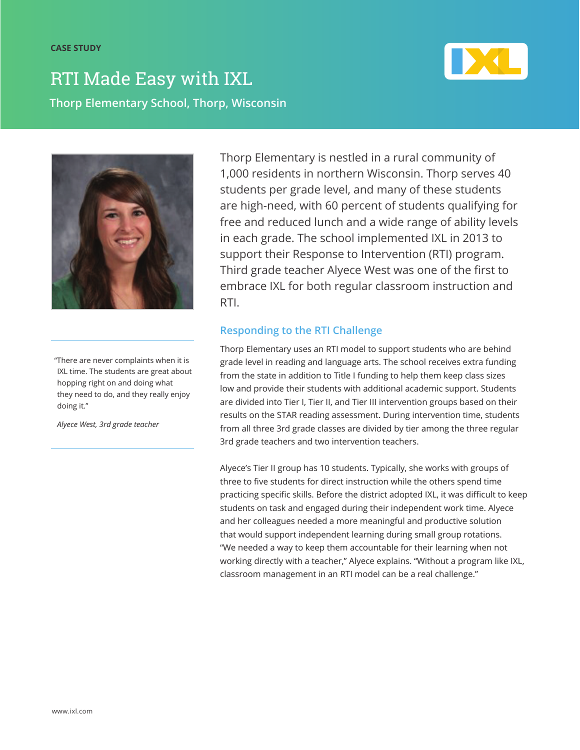CASE STUDY

# RTI Made Easy with IXL

**Thorp Elementary School, Thorp, Wisconsin**

Thorp Elementary is nestled in a rural community of 1,000 residents in northern Wisconsin. Thorp serves 40 students per grade level, and many of these students are high-need, with 60 percent of students qualifying for free and reduced lunch and a wide range of ability levels in each grade. The school implemented IXL in 2013 to support their Response to Intervention (RTI) program. Third grade teacher Alyece West was one of the first to embrace IXL for both regular classroom instruction and RTI.

> "There are never complaints when it is IXL time. The students are great about hopping right on and doing what they need to do, and they really enjoy doing it."
>
> *Alyece West, 3rd grade teacher*

## Responding to the RTI Challenge

Thorp Elementary uses an RTI model to support students who are behind grade level in reading and language arts. The school receives extra funding from the state in addition to Title I funding to help them keep class sizes low and provide their students with additional academic support. Students are divided into Tier I, Tier II, and Tier III intervention groups based on their results on the STAR reading assessment. During intervention time, students from all three 3rd grade classes are divided by tier among the three regular 3rd grade teachers and two intervention teachers.

Alyece's Tier II group has 10 students. Typically, she works with groups of three to five students for direct instruction while the others spend time practicing specific skills. Before the district adopted IXL, it was difficult to keep students on task and engaged during their independent work time. Alyece and her colleagues needed a more meaningful and productive solution that would support independent learning during small group rotations. "We needed a way to keep them accountable for their learning when not working directly with a teacher," Alyece explains. "Without a program like IXL, classroom management in an RTI model can be a real challenge."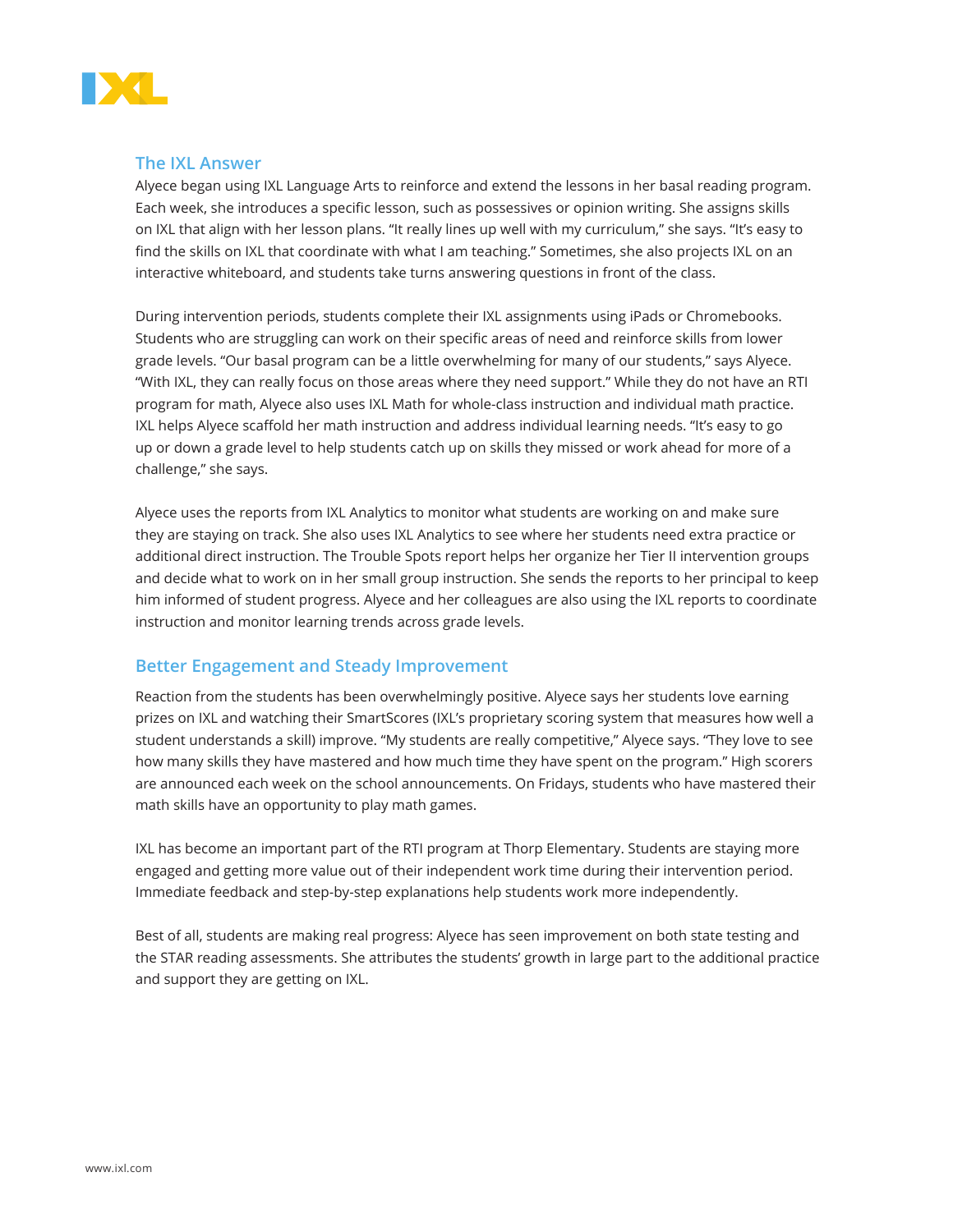## The IXL Answer

Alyece began using IXL Language Arts to reinforce and extend the lessons in her basal reading program. Each week, she introduces a specific lesson, such as possessives or opinion writing. She assigns skills on IXL that align with her lesson plans. "It really lines up well with my curriculum," she says. "It's easy to find the skills on IXL that coordinate with what I am teaching." Sometimes, she also projects IXL on an interactive whiteboard, and students take turns answering questions in front of the class.

During intervention periods, students complete their IXL assignments using iPads or Chromebooks. Students who are struggling can work on their specific areas of need and reinforce skills from lower grade levels. "Our basal program can be a little overwhelming for many of our students," says Alyece. "With IXL, they can really focus on those areas where they need support." While they do not have an RTI program for math, Alyece also uses IXL Math for whole-class instruction and individual math practice. IXL helps Alyece scaffold her math instruction and address individual learning needs. "It's easy to go up or down a grade level to help students catch up on skills they missed or work ahead for more of a challenge," she says.

Alyece uses the reports from IXL Analytics to monitor what students are working on and make sure they are staying on track. She also uses IXL Analytics to see where her students need extra practice or additional direct instruction. The Trouble Spots report helps her organize her Tier II intervention groups and decide what to work on in her small group instruction. She sends the reports to her principal to keep him informed of student progress. Alyece and her colleagues are also using the IXL reports to coordinate instruction and monitor learning trends across grade levels.

## Better Engagement and Steady Improvement

Reaction from the students has been overwhelmingly positive. Alyece says her students love earning prizes on IXL and watching their SmartScores (IXL's proprietary scoring system that measures how well a student understands a skill) improve. "My students are really competitive," Alyece says. "They love to see how many skills they have mastered and how much time they have spent on the program." High scorers are announced each week on the school announcements. On Fridays, students who have mastered their math skills have an opportunity to play math games.

IXL has become an important part of the RTI program at Thorp Elementary. Students are staying more engaged and getting more value out of their independent work time during their intervention period. Immediate feedback and step-by-step explanations help students work more independently.

Best of all, students are making real progress: Alyece has seen improvement on both state testing and the STAR reading assessments. She attributes the students' growth in large part to the additional practice and support they are getting on IXL.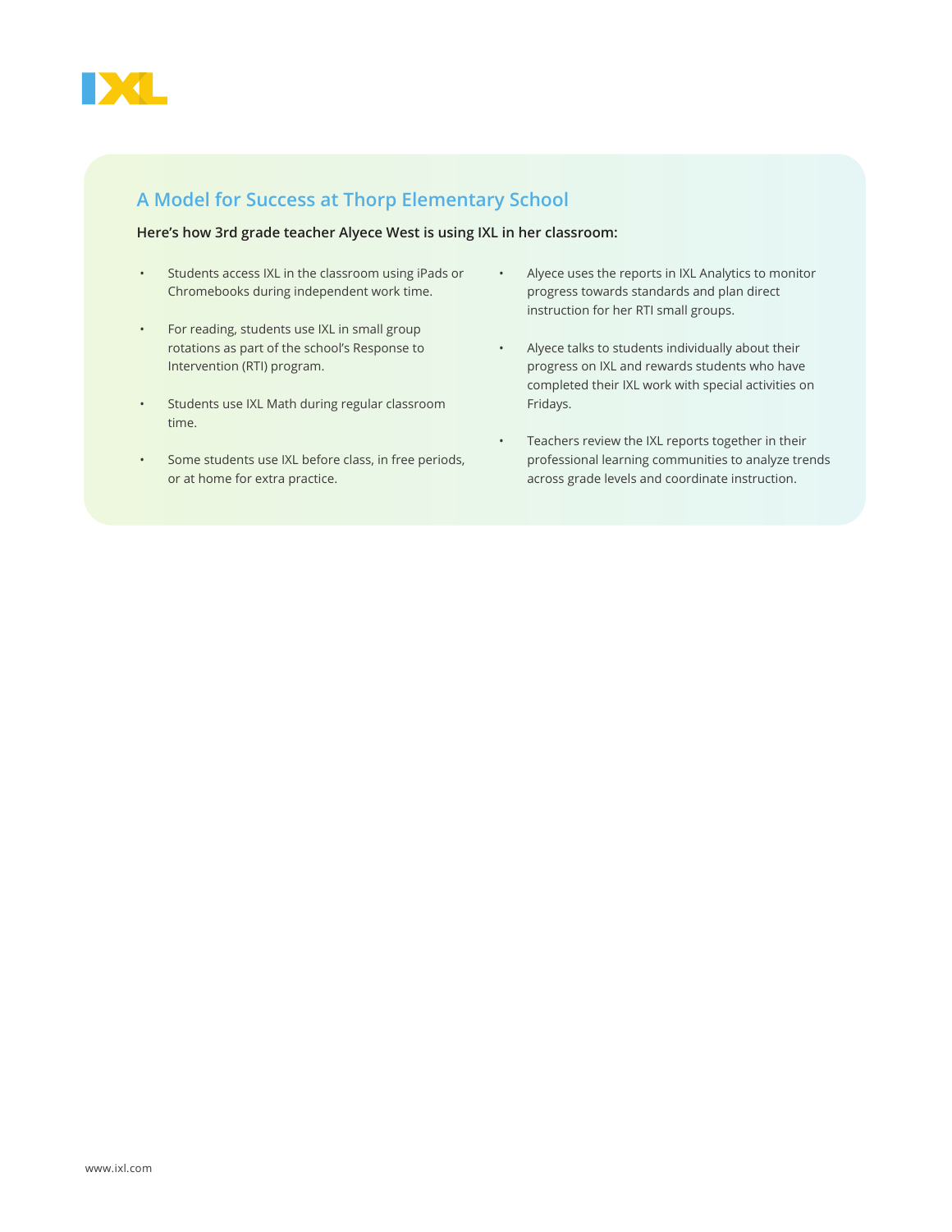## A Model for Success at Thorp Elementary School

**Here's how 3rd grade teacher Alyece West is using IXL in her classroom:**

- Students access IXL in the classroom using iPads or Chromebooks during independent work time.
- For reading, students use IXL in small group rotations as part of the school's Response to Intervention (RTI) program.
- Students use IXL Math during regular classroom time.
- Some students use IXL before class, in free periods, or at home for extra practice.
- Alyece uses the reports in IXL Analytics to monitor progress towards standards and plan direct instruction for her RTI small groups.
- Alyece talks to students individually about their progress on IXL and rewards students who have completed their IXL work with special activities on Fridays.
- Teachers review the IXL reports together in their professional learning communities to analyze trends across grade levels and coordinate instruction.